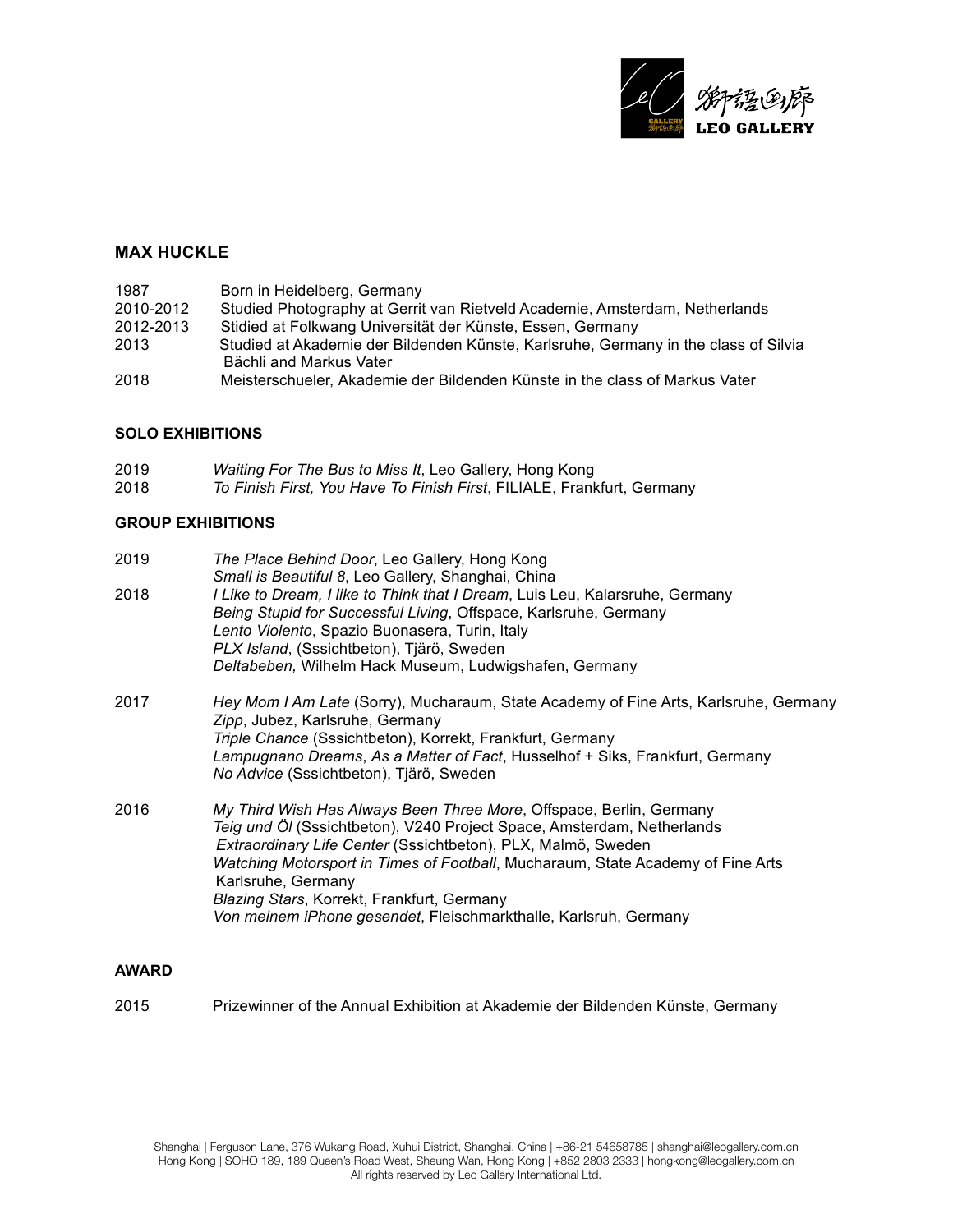## MAX HUCKLE

1987 Born in Heidelberg, Germany
2010-2012 Studied Photography at Gerrit van Rietveld Academie, Amsterdam, Netherlands
2012-2013 Stidied at Folkwang Universität der Künste, Essen, Germany
2013 Studied at Akademie der Bildenden Künste, Karlsruhe, Germany in the class of Silvia Bächli and Markus Vater
2018 Meisterschueler, Akademie der Bildenden Künste in the class of Markus Vater

### SOLO EXHIBITIONS

2019 *Waiting For The Bus to Miss It*, Leo Gallery, Hong Kong
2018 *To Finish First, You Have To Finish First*, FILIALE, Frankfurt, Germany

### GROUP EXHIBITIONS

2019 *The Place Behind Door*, Leo Gallery, Hong Kong
*Small is Beautiful 8*, Leo Gallery, Shanghai, China

2018 *I Like to Dream, I like to Think that I Dream*, Luis Leu, Kalarsruhe, Germany
*Being Stupid for Successful Living*, Offspace, Karlsruhe, Germany
*Lento Violento*, Spazio Buonasera, Turin, Italy
*PLX Island*, (Sssichtbeton), Tjärö, Sweden
*Deltabeben,* Wilhelm Hack Museum, Ludwigshafen, Germany

2017 *Hey Mom I Am Late* (Sorry), Mucharaum, State Academy of Fine Arts, Karlsruhe, Germany
*Zipp*, Jubez, Karlsruhe, Germany
*Triple Chance* (Sssichtbeton), Korrekt, Frankfurt, Germany
*Lampugnano Dreams*, *As a Matter of Fact*, Husselhof + Siks, Frankfurt, Germany
*No Advice* (Sssichtbeton), Tjärö, Sweden

2016 *My Third Wish Has Always Been Three More*, Offspace, Berlin, Germany
*Teig und Öl* (Sssichtbeton), V240 Project Space, Amsterdam, Netherlands
*Extraordinary Life Center* (Sssichtbeton), PLX, Malmö, Sweden
*Watching Motorsport in Times of Football*, Mucharaum, State Academy of Fine Arts Karlsruhe, Germany
*Blazing Stars*, Korrekt, Frankfurt, Germany
*Von meinem iPhone gesendet*, Fleischmarkthalle, Karlsruh, Germany

### AWARD

2015 Prizewinner of the Annual Exhibition at Akademie der Bildenden Künste, Germany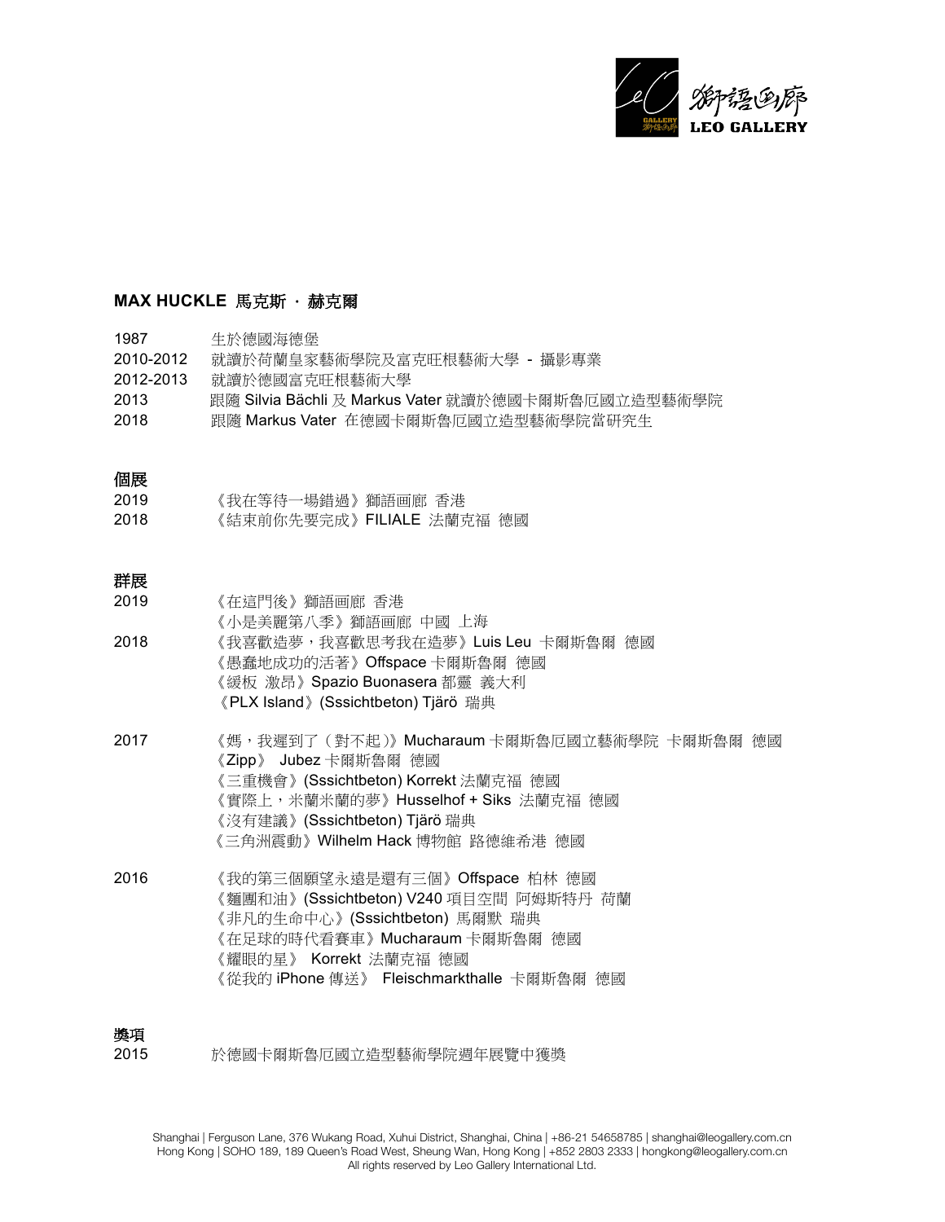## MAX HUCKLE 馬克斯 · 赫克爾

| | |
|---|---|
| 1987 | 生於德國海德堡 |
| 2010-2012 | 就讀於荷蘭皇家藝術學院及富克旺根藝術大學 - 攝影專業 |
| 2012-2013 | 就讀於德國富克旺根藝術大學 |
| 2013 | 跟隨 Silvia Bächli 及 Markus Vater 就讀於德國卡爾斯魯厄國立造型藝術學院 |
| 2018 | 跟隨 Markus Vater 在德國卡爾斯魯厄國立造型藝術學院當研究生 |

### 個展

| | |
|---|---|
| 2019 | 《我在等待一場錯過》獅語画廊 香港 |
| 2018 | 《結束前你先要完成》FILIALE 法蘭克福 德國 |

### 群展

| | |
|---|---|
| 2019 | 《在這門後》獅語画廊 香港 |
| | 《小是美麗第八季》獅語画廊 中國 上海 |
| 2018 | 《我喜歡造夢，我喜歡思考我在造夢》Luis Leu 卡爾斯魯爾 德國 |
| | 《愚蠢地成功的活著》Offspace 卡爾斯魯爾 德國 |
| | 《緩板 激昂》Spazio Buonasera 都靈 義大利 |
| | 《PLX Island》(Sssichtbeton) Tjärö 瑞典 |
| 2017 | 《媽，我遲到了（對不起）》Mucharaum 卡爾斯魯厄國立藝術學院 卡爾斯魯爾 德國 |
| | 《Zipp》 Jubez 卡爾斯魯爾 德國 |
| | 《三重機會》(Sssichtbeton) Korrekt 法蘭克福 德國 |
| | 《實際上，米蘭米蘭的夢》Husselhof + Siks 法蘭克福 德國 |
| | 《沒有建議》(Sssichtbeton) Tjärö 瑞典 |
| | 《三角洲震動》Wilhelm Hack 博物館 路德維希港 德國 |
| 2016 | 《我的第三個願望永遠是還有三個》Offspace 柏林 德國 |
| | 《麵團和油》(Sssichtbeton) V240 項目空間 阿姆斯特丹 荷蘭 |
| | 《非凡的生命中心》(Sssichtbeton) 馬爾默 瑞典 |
| | 《在足球的時代看賽車》Mucharaum 卡爾斯魯爾 德國 |
| | 《耀眼的星》 Korrekt 法蘭克福 德國 |
| | 《從我的 iPhone 傳送》 Fleischmarkthalle 卡爾斯魯爾 德國 |

### 獎項

| | |
|---|---|
| 2015 | 於德國卡爾斯魯厄國立造型藝術學院週年展覽中獲獎 |